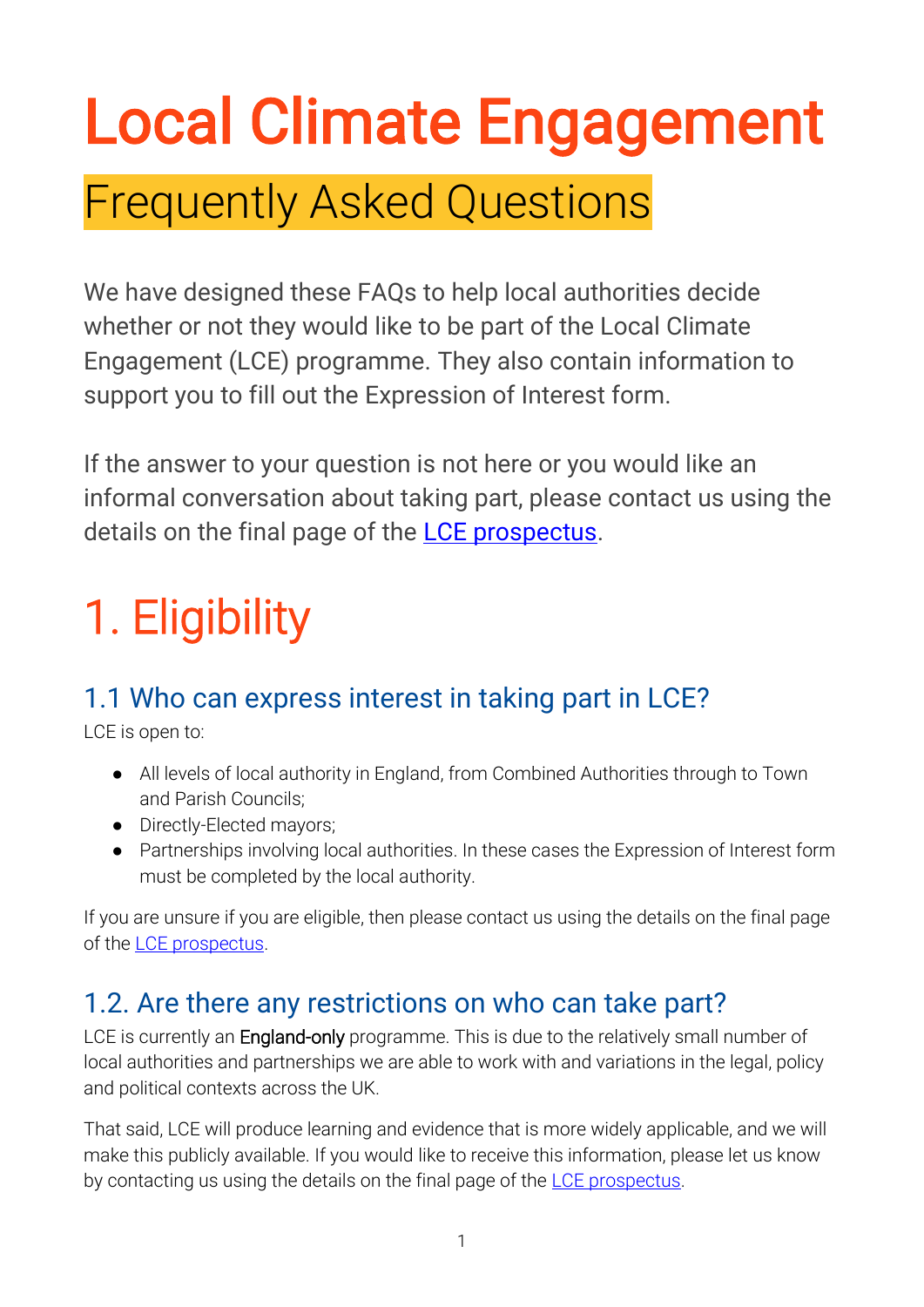# Local Climate Engagement

## Frequently Asked Questions

We have designed these FAQs to help local authorities decide whether or not they would like to be part of the Local Climate Engagement (LCE) programme. They also contain information to support you to fill out the Expression of Interest form.

If the answer to your question is not here or you would like an informal conversation about taking part, please contact us using the details on the final page of the [LCE prospectus](LCE prospectus).

# 1. Eligibility

### 1.1 Who can express interest in taking part in LCE?

LCE is open to:

- All levels of local authority in England, from Combined Authorities through to Town and Parish Councils;
- Directly-Elected mayors;
- Partnerships involving local authorities. In these cases the Expression of Interest form must be completed by the local authority.

If you are unsure if you are eligible, then please contact us using the details on the final page of the [LCE prospectus](LCE prospectus).

### 1.2. Are there any restrictions on who can take part?

LCE is currently an **England-only** programme. This is due to the relatively small number of local authorities and partnerships we are able to work with and variations in the legal, policy and political contexts across the UK.

That said, LCE will produce learning and evidence that is more widely applicable, and we will make this publicly available. If you would like to receive this information, please let us know by contacting us using the details on the final page of the [LCE prospectus](LCE prospectus).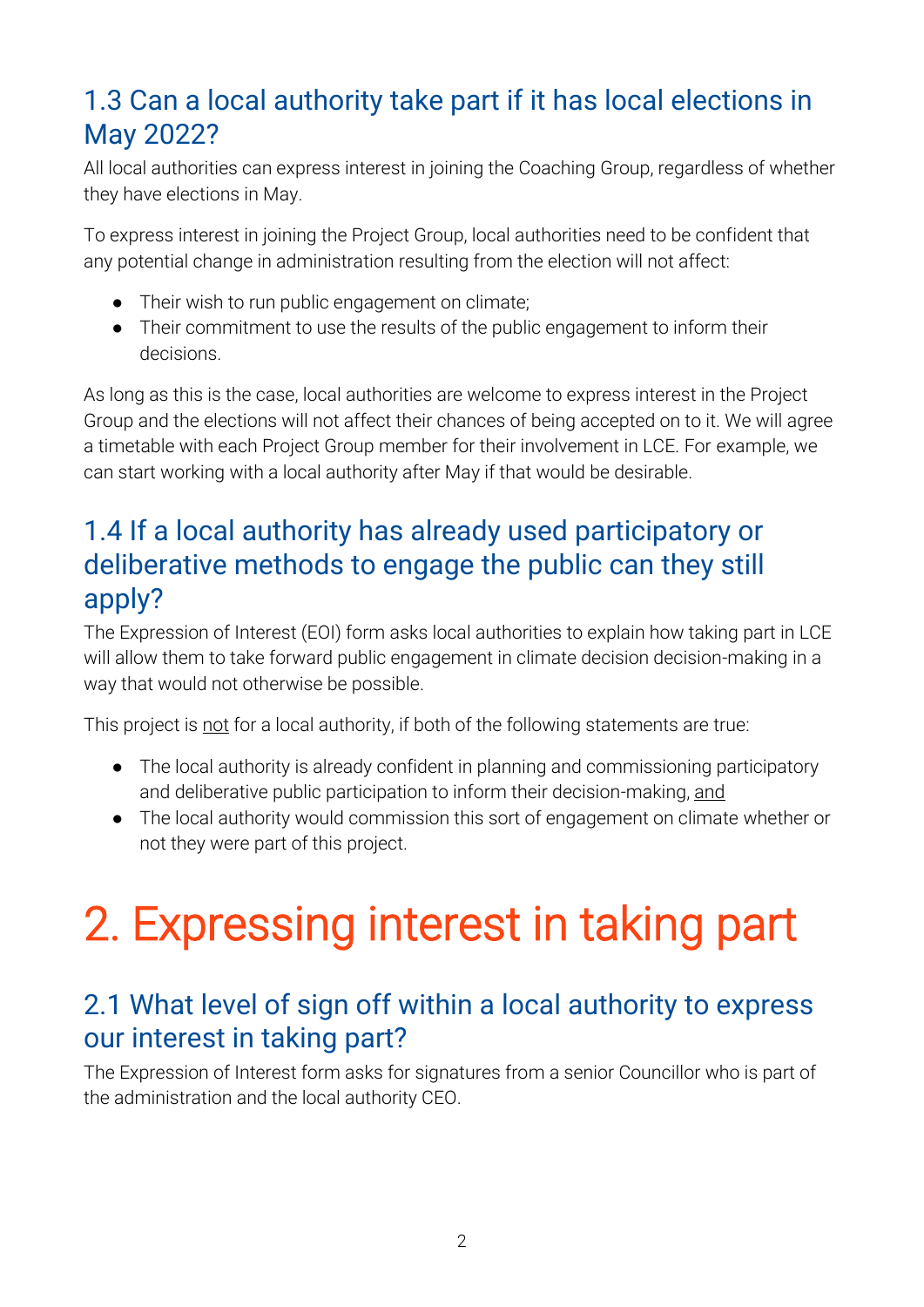### 1.3 Can a local authority take part if it has local elections in May 2022?

All local authorities can express interest in joining the Coaching Group, regardless of whether they have elections in May.

To express interest in joining the Project Group, local authorities need to be confident that any potential change in administration resulting from the election will not affect:

- Their wish to run public engagement on climate;
- Their commitment to use the results of the public engagement to inform their decisions.

As long as this is the case, local authorities are welcome to express interest in the Project Group and the elections will not affect their chances of being accepted on to it. We will agree a timetable with each Project Group member for their involvement in LCE. For example, we can start working with a local authority after May if that would be desirable.

### 1.4 If a local authority has already used participatory or deliberative methods to engage the public can they still apply?

The Expression of Interest (EOI) form asks local authorities to explain how taking part in LCE will allow them to take forward public engagement in climate decision decision-making in a way that would not otherwise be possible.

This project is <u>not</u> for a local authority, if both of the following statements are true:

- The local authority is already confident in planning and commissioning participatory and deliberative public participation to inform their decision-making, <u>and</u>
- The local authority would commission this sort of engagement on climate whether or not they were part of this project.

# 2. Expressing interest in taking part

### 2.1 What level of sign off within a local authority to express our interest in taking part?

The Expression of Interest form asks for signatures from a senior Councillor who is part of the administration and the local authority CEO.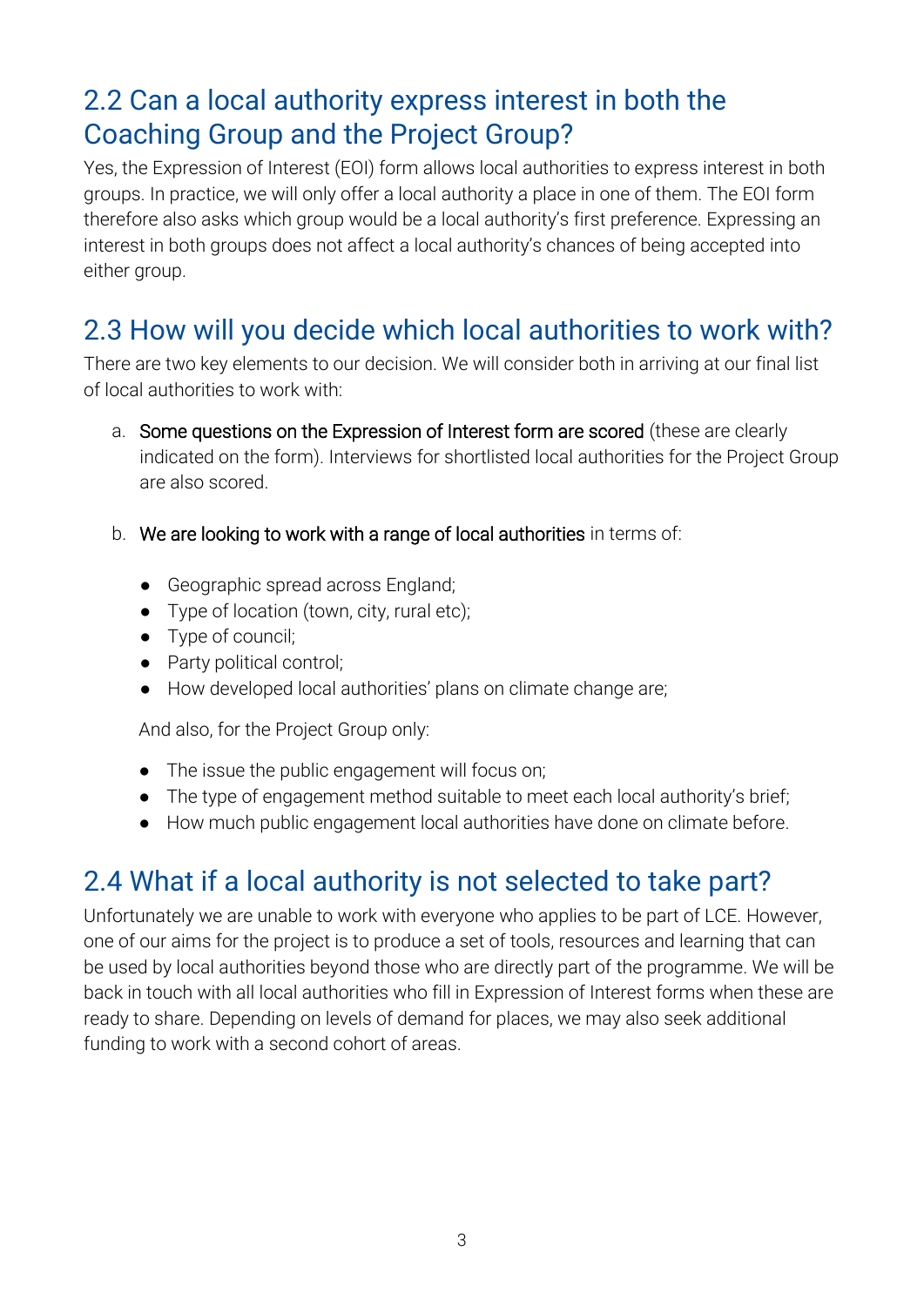## 2.2 Can a local authority express interest in both the Coaching Group and the Project Group?

Yes, the Expression of Interest (EOI) form allows local authorities to express interest in both groups. In practice, we will only offer a local authority a place in one of them. The EOI form therefore also asks which group would be a local authority's first preference. Expressing an interest in both groups does not affect a local authority's chances of being accepted into either group.

## 2.3 How will you decide which local authorities to work with?

There are two key elements to our decision. We will consider both in arriving at our final list of local authorities to work with:

a. Some questions on the Expression of Interest form are scored (these are clearly indicated on the form). Interviews for shortlisted local authorities for the Project Group are also scored.

b. We are looking to work with a range of local authorities in terms of:

   - Geographic spread across England;
   - Type of location (town, city, rural etc);
   - Type of council;
   - Party political control;
   - How developed local authorities' plans on climate change are;

   And also, for the Project Group only:

   - The issue the public engagement will focus on;
   - The type of engagement method suitable to meet each local authority's brief;
   - How much public engagement local authorities have done on climate before.

## 2.4 What if a local authority is not selected to take part?

Unfortunately we are unable to work with everyone who applies to be part of LCE. However, one of our aims for the project is to produce a set of tools, resources and learning that can be used by local authorities beyond those who are directly part of the programme. We will be back in touch with all local authorities who fill in Expression of Interest forms when these are ready to share. Depending on levels of demand for places, we may also seek additional funding to work with a second cohort of areas.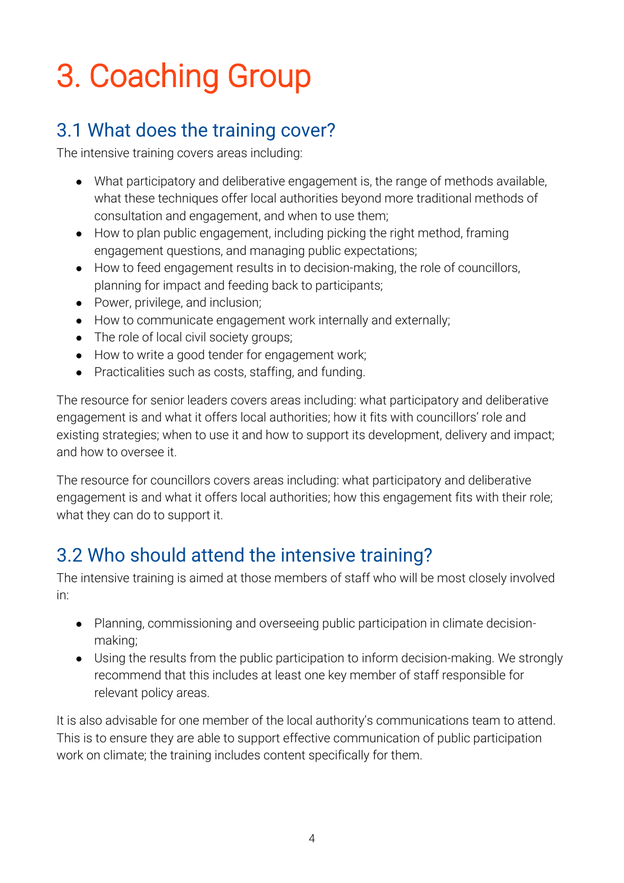# 3. Coaching Group

## 3.1 What does the training cover?

The intensive training covers areas including:

- What participatory and deliberative engagement is, the range of methods available, what these techniques offer local authorities beyond more traditional methods of consultation and engagement, and when to use them;
- How to plan public engagement, including picking the right method, framing engagement questions, and managing public expectations;
- How to feed engagement results in to decision-making, the role of councillors, planning for impact and feeding back to participants;
- Power, privilege, and inclusion;
- How to communicate engagement work internally and externally;
- The role of local civil society groups;
- How to write a good tender for engagement work;
- Practicalities such as costs, staffing, and funding.

The resource for senior leaders covers areas including: what participatory and deliberative engagement is and what it offers local authorities; how it fits with councillors' role and existing strategies; when to use it and how to support its development, delivery and impact; and how to oversee it.

The resource for councillors covers areas including: what participatory and deliberative engagement is and what it offers local authorities; how this engagement fits with their role; what they can do to support it.

## 3.2 Who should attend the intensive training?

The intensive training is aimed at those members of staff who will be most closely involved in:

- Planning, commissioning and overseeing public participation in climate decision-making;
- Using the results from the public participation to inform decision-making. We strongly recommend that this includes at least one key member of staff responsible for relevant policy areas.

It is also advisable for one member of the local authority's communications team to attend. This is to ensure they are able to support effective communication of public participation work on climate; the training includes content specifically for them.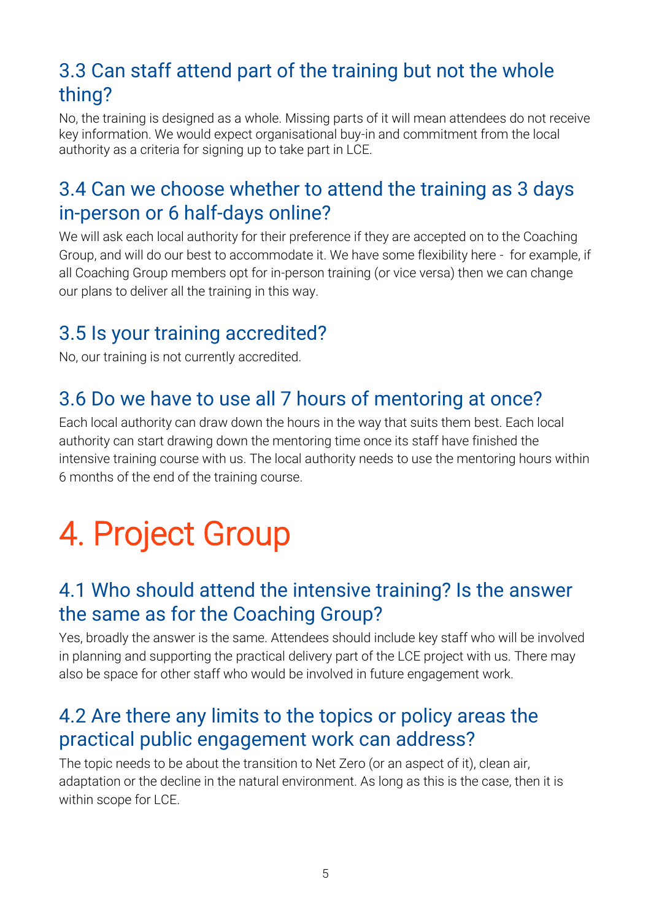### 3.3 Can staff attend part of the training but not the whole thing?

No, the training is designed as a whole. Missing parts of it will mean attendees do not receive key information. We would expect organisational buy-in and commitment from the local authority as a criteria for signing up to take part in LCE.

### 3.4 Can we choose whether to attend the training as 3 days in-person or 6 half-days online?

We will ask each local authority for their preference if they are accepted on to the Coaching Group, and will do our best to accommodate it. We have some flexibility here - for example, if all Coaching Group members opt for in-person training (or vice versa) then we can change our plans to deliver all the training in this way.

### 3.5 Is your training accredited?

No, our training is not currently accredited.

### 3.6 Do we have to use all 7 hours of mentoring at once?

Each local authority can draw down the hours in the way that suits them best. Each local authority can start drawing down the mentoring time once its staff have finished the intensive training course with us. The local authority needs to use the mentoring hours within 6 months of the end of the training course.

# 4. Project Group

### 4.1 Who should attend the intensive training? Is the answer the same as for the Coaching Group?

Yes, broadly the answer is the same. Attendees should include key staff who will be involved in planning and supporting the practical delivery part of the LCE project with us. There may also be space for other staff who would be involved in future engagement work.

### 4.2 Are there any limits to the topics or policy areas the practical public engagement work can address?

The topic needs to be about the transition to Net Zero (or an aspect of it), clean air, adaptation or the decline in the natural environment. As long as this is the case, then it is within scope for LCE.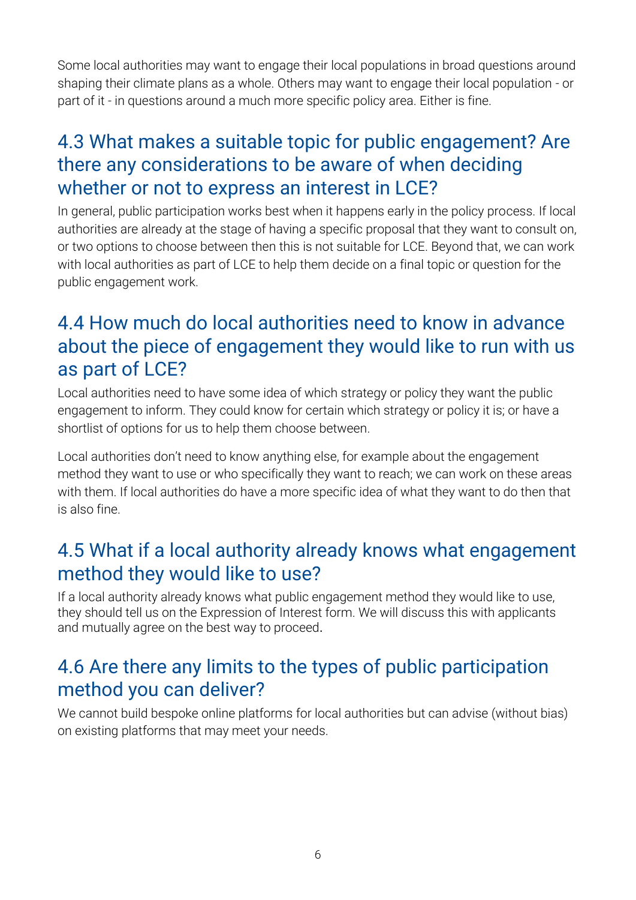Some local authorities may want to engage their local populations in broad questions around shaping their climate plans as a whole. Others may want to engage their local population - or part of it - in questions around a much more specific policy area. Either is fine.

## 4.3 What makes a suitable topic for public engagement? Are there any considerations to be aware of when deciding whether or not to express an interest in LCE?

In general, public participation works best when it happens early in the policy process. If local authorities are already at the stage of having a specific proposal that they want to consult on, or two options to choose between then this is not suitable for LCE. Beyond that, we can work with local authorities as part of LCE to help them decide on a final topic or question for the public engagement work.

## 4.4 How much do local authorities need to know in advance about the piece of engagement they would like to run with us as part of LCE?

Local authorities need to have some idea of which strategy or policy they want the public engagement to inform. They could know for certain which strategy or policy it is; or have a shortlist of options for us to help them choose between.

Local authorities don't need to know anything else, for example about the engagement method they want to use or who specifically they want to reach; we can work on these areas with them. If local authorities do have a more specific idea of what they want to do then that is also fine.

## 4.5 What if a local authority already knows what engagement method they would like to use?

If a local authority already knows what public engagement method they would like to use, they should tell us on the Expression of Interest form. We will discuss this with applicants and mutually agree on the best way to proceed.

## 4.6 Are there any limits to the types of public participation method you can deliver?

We cannot build bespoke online platforms for local authorities but can advise (without bias) on existing platforms that may meet your needs.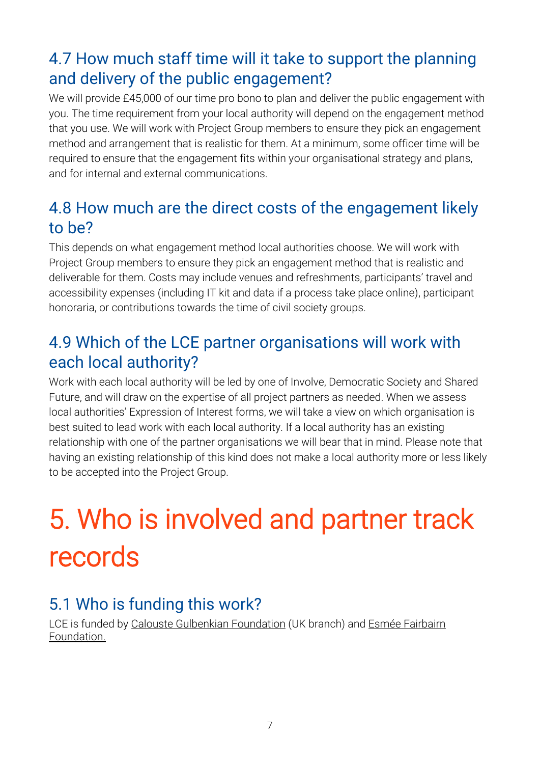### 4.7 How much staff time will it take to support the planning and delivery of the public engagement?

We will provide £45,000 of our time pro bono to plan and deliver the public engagement with you. The time requirement from your local authority will depend on the engagement method that you use. We will work with Project Group members to ensure they pick an engagement method and arrangement that is realistic for them. At a minimum, some officer time will be required to ensure that the engagement fits within your organisational strategy and plans, and for internal and external communications.

### 4.8 How much are the direct costs of the engagement likely to be?

This depends on what engagement method local authorities choose. We will work with Project Group members to ensure they pick an engagement method that is realistic and deliverable for them. Costs may include venues and refreshments, participants' travel and accessibility expenses (including IT kit and data if a process take place online), participant honoraria, or contributions towards the time of civil society groups.

### 4.9 Which of the LCE partner organisations will work with each local authority?

Work with each local authority will be led by one of Involve, Democratic Society and Shared Future, and will draw on the expertise of all project partners as needed. When we assess local authorities' Expression of Interest forms, we will take a view on which organisation is best suited to lead work with each local authority. If a local authority has an existing relationship with one of the partner organisations we will bear that in mind. Please note that having an existing relationship of this kind does not make a local authority more or less likely to be accepted into the Project Group.

## 5. Who is involved and partner track records

### 5.1 Who is funding this work?

LCE is funded by Calouste Gulbenkian Foundation (UK branch) and Esmée Fairbairn Foundation.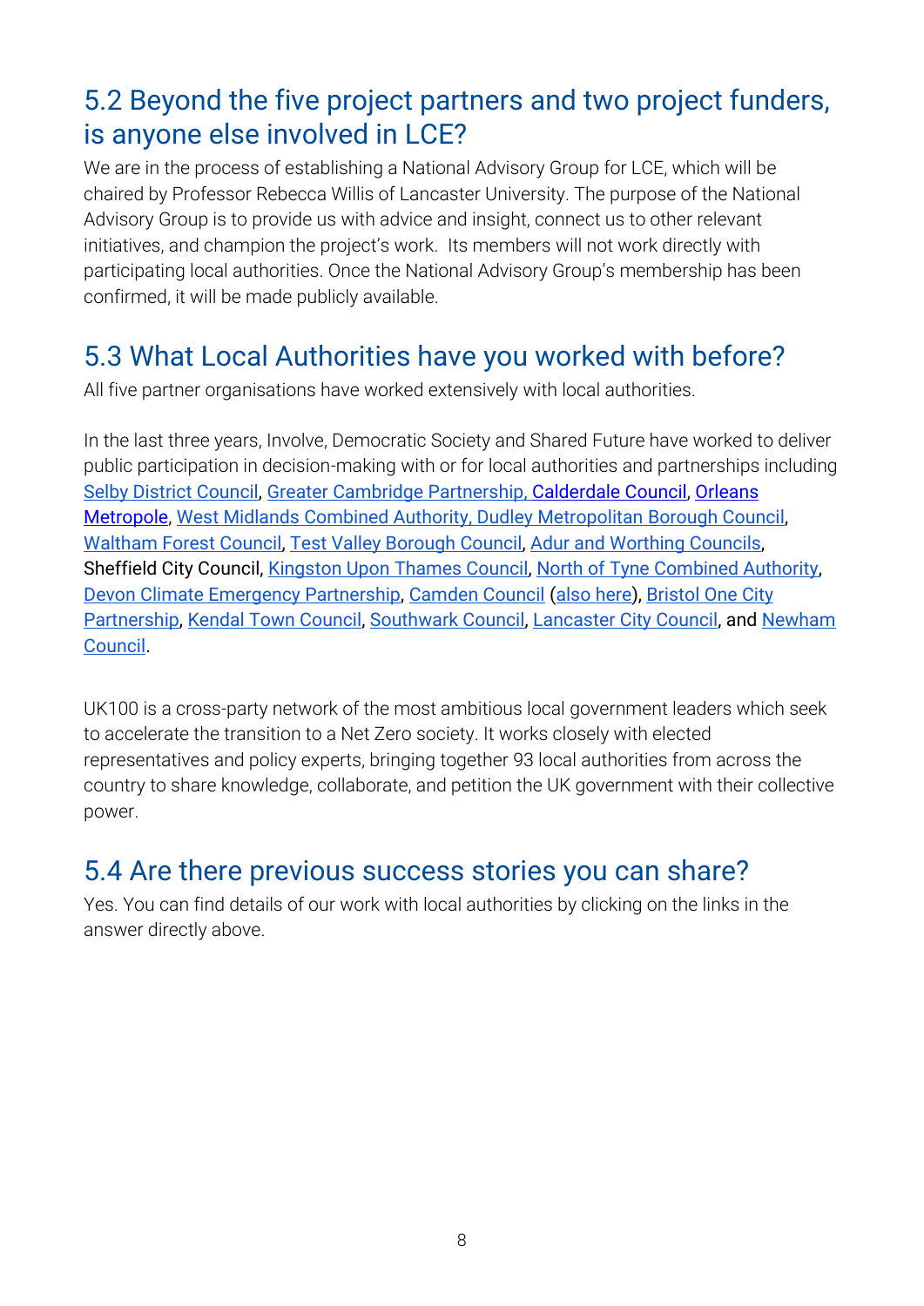## 5.2 Beyond the five project partners and two project funders, is anyone else involved in LCE?

We are in the process of establishing a National Advisory Group for LCE, which will be chaired by Professor Rebecca Willis of Lancaster University. The purpose of the National Advisory Group is to provide us with advice and insight, connect us to other relevant initiatives, and champion the project's work. Its members will not work directly with participating local authorities. Once the National Advisory Group's membership has been confirmed, it will be made publicly available.

## 5.3 What Local Authorities have you worked with before?

All five partner organisations have worked extensively with local authorities.

In the last three years, Involve, Democratic Society and Shared Future have worked to deliver public participation in decision-making with or for local authorities and partnerships including Selby District Council, Greater Cambridge Partnership, Calderdale Council, Orleans Metropole, West Midlands Combined Authority, Dudley Metropolitan Borough Council, Waltham Forest Council, Test Valley Borough Council, Adur and Worthing Councils, Sheffield City Council, Kingston Upon Thames Council, North of Tyne Combined Authority, Devon Climate Emergency Partnership, Camden Council (also here), Bristol One City Partnership, Kendal Town Council, Southwark Council, Lancaster City Council, and Newham Council.

UK100 is a cross-party network of the most ambitious local government leaders which seek to accelerate the transition to a Net Zero society. It works closely with elected representatives and policy experts, bringing together 93 local authorities from across the country to share knowledge, collaborate, and petition the UK government with their collective power.

## 5.4 Are there previous success stories you can share?

Yes. You can find details of our work with local authorities by clicking on the links in the answer directly above.